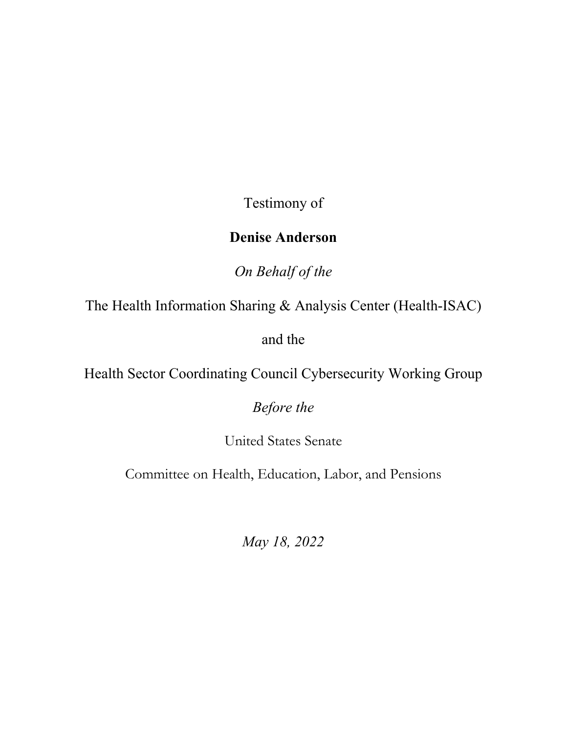Testimony of

**Denise Anderson**

*On Behalf of the*

The Health Information Sharing & Analysis Center (Health-ISAC)

and the

Health Sector Coordinating Council Cybersecurity Working Group

*Before the*

United States Senate

Committee on Health, Education, Labor, and Pensions

*May 18, 2022*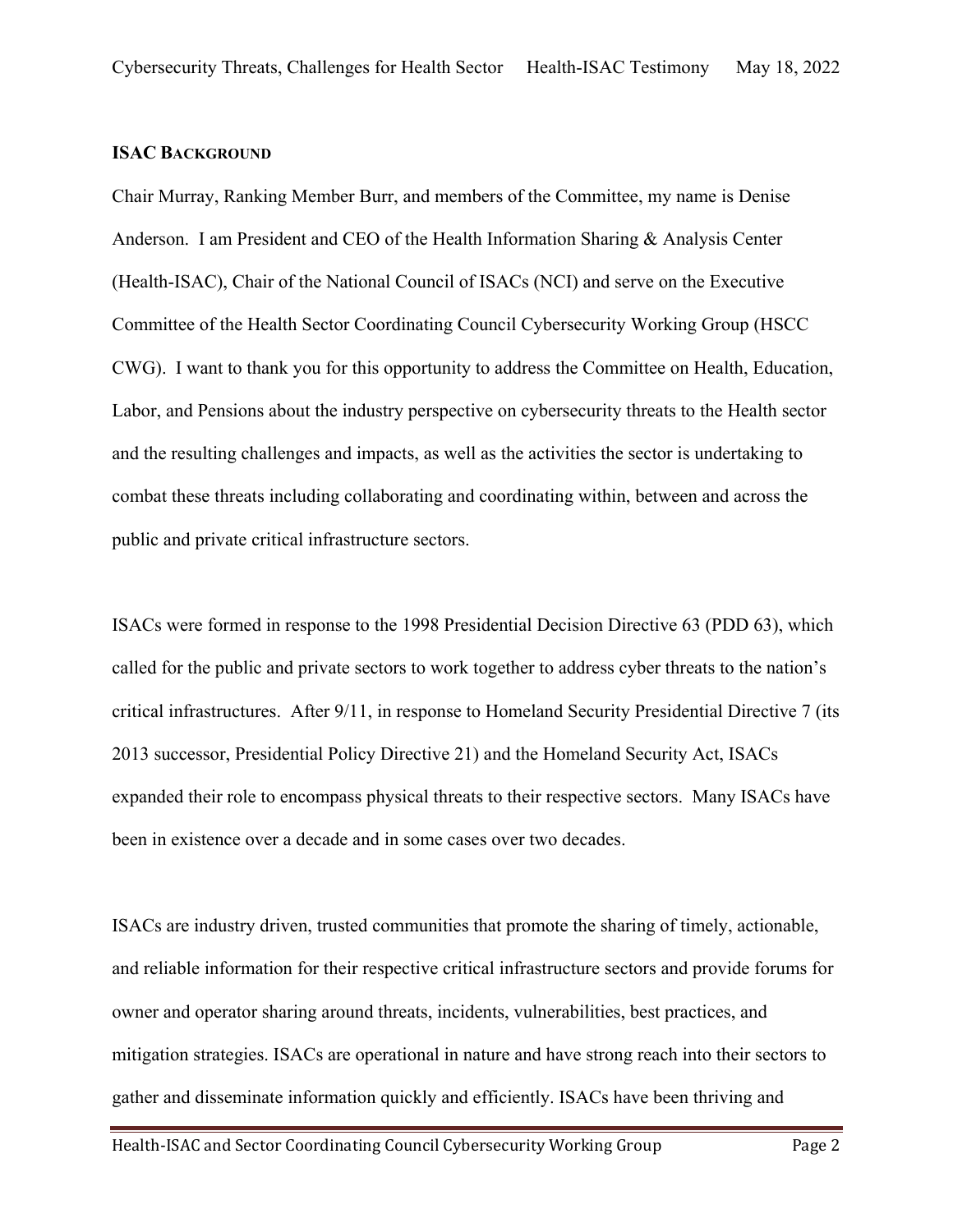## ISAC Background

Chair Murray, Ranking Member Burr, and members of the Committee, my name is Denise Anderson. I am President and CEO of the Health Information Sharing & Analysis Center (Health-ISAC), Chair of the National Council of ISACs (NCI) and serve on the Executive Committee of the Health Sector Coordinating Council Cybersecurity Working Group (HSCC CWG). I want to thank you for this opportunity to address the Committee on Health, Education, Labor, and Pensions about the industry perspective on cybersecurity threats to the Health sector and the resulting challenges and impacts, as well as the activities the sector is undertaking to combat these threats including collaborating and coordinating within, between and across the public and private critical infrastructure sectors.

ISACs were formed in response to the 1998 Presidential Decision Directive 63 (PDD 63), which called for the public and private sectors to work together to address cyber threats to the nation's critical infrastructures. After 9/11, in response to Homeland Security Presidential Directive 7 (its 2013 successor, Presidential Policy Directive 21) and the Homeland Security Act, ISACs expanded their role to encompass physical threats to their respective sectors. Many ISACs have been in existence over a decade and in some cases over two decades.

ISACs are industry driven, trusted communities that promote the sharing of timely, actionable, and reliable information for their respective critical infrastructure sectors and provide forums for owner and operator sharing around threats, incidents, vulnerabilities, best practices, and mitigation strategies. ISACs are operational in nature and have strong reach into their sectors to gather and disseminate information quickly and efficiently. ISACs have been thriving and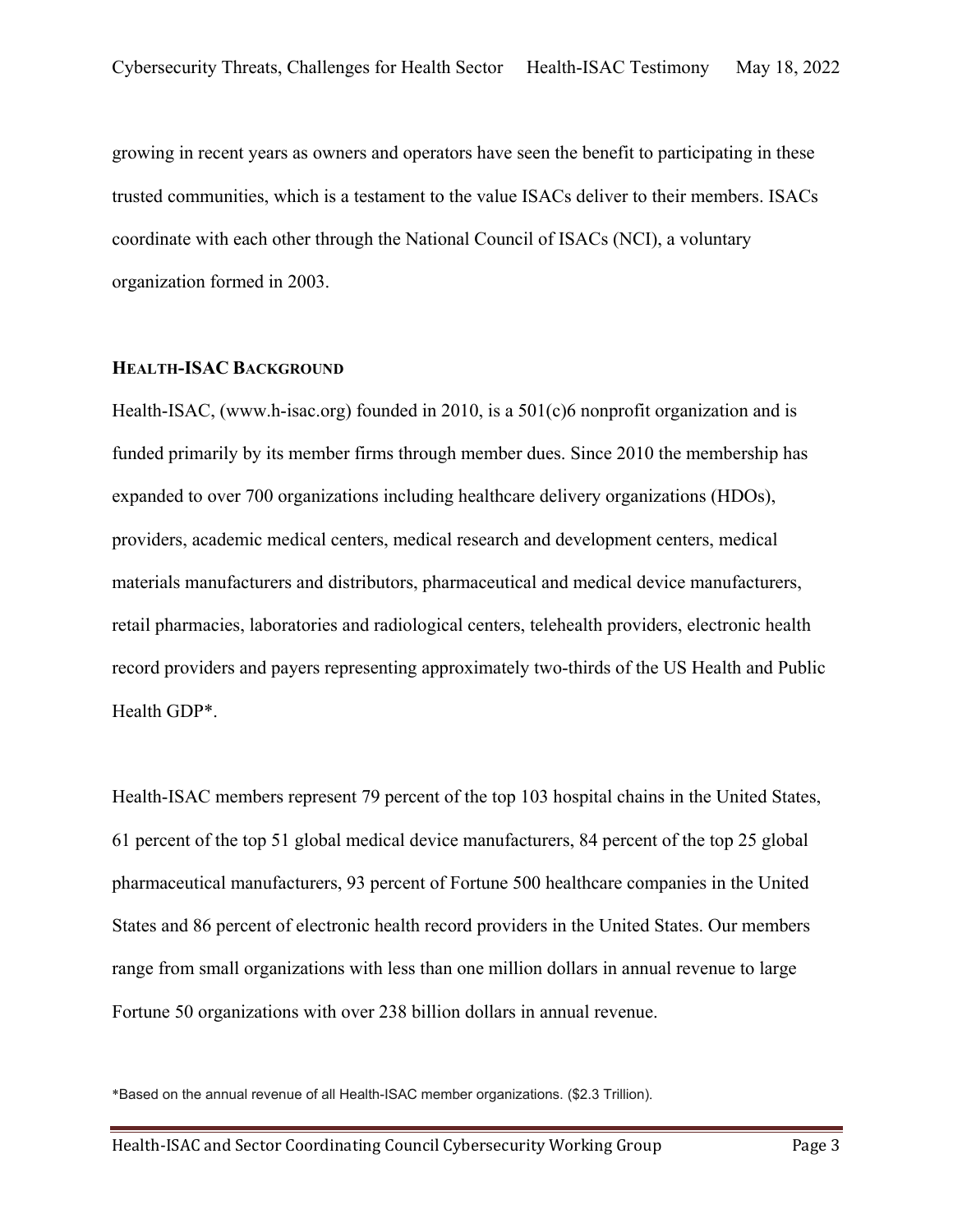growing in recent years as owners and operators have seen the benefit to participating in these trusted communities, which is a testament to the value ISACs deliver to their members. ISACs coordinate with each other through the National Council of ISACs (NCI), a voluntary organization formed in 2003.

### HEALTH-ISAC BACKGROUND

Health-ISAC, (www.h-isac.org) founded in 2010, is a 501(c)6 nonprofit organization and is funded primarily by its member firms through member dues. Since 2010 the membership has expanded to over 700 organizations including healthcare delivery organizations (HDOs), providers, academic medical centers, medical research and development centers, medical materials manufacturers and distributors, pharmaceutical and medical device manufacturers, retail pharmacies, laboratories and radiological centers, telehealth providers, electronic health record providers and payers representing approximately two-thirds of the US Health and Public Health GDP*.

Health-ISAC members represent 79 percent of the top 103 hospital chains in the United States, 61 percent of the top 51 global medical device manufacturers, 84 percent of the top 25 global pharmaceutical manufacturers, 93 percent of Fortune 500 healthcare companies in the United States and 86 percent of electronic health record providers in the United States. Our members range from small organizations with less than one million dollars in annual revenue to large Fortune 50 organizations with over 238 billion dollars in annual revenue.

*Based on the annual revenue of all Health-ISAC member organizations. ($2.3 Trillion).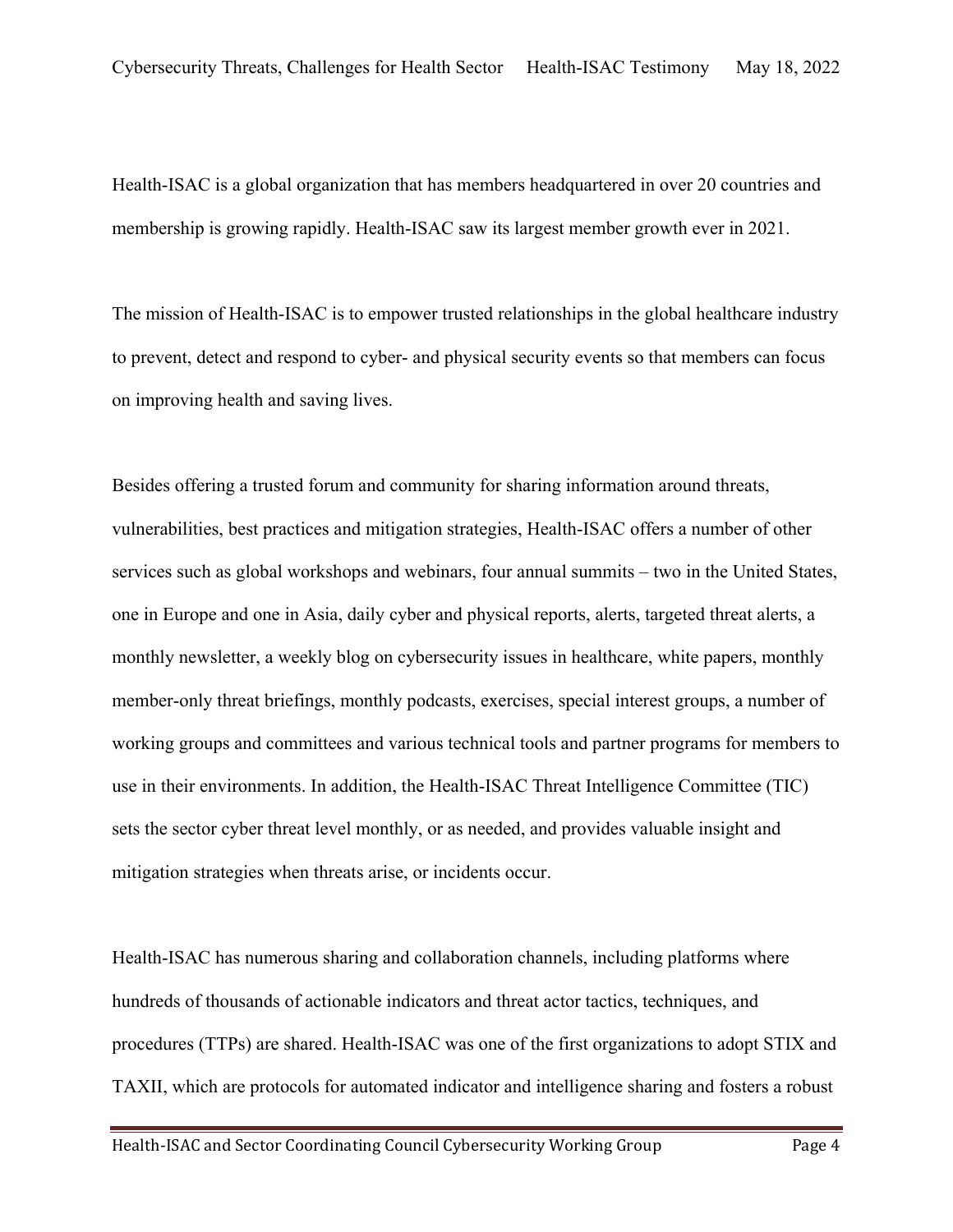Health-ISAC is a global organization that has members headquartered in over 20 countries and membership is growing rapidly. Health-ISAC saw its largest member growth ever in 2021.

The mission of Health-ISAC is to empower trusted relationships in the global healthcare industry to prevent, detect and respond to cyber- and physical security events so that members can focus on improving health and saving lives.

Besides offering a trusted forum and community for sharing information around threats, vulnerabilities, best practices and mitigation strategies, Health-ISAC offers a number of other services such as global workshops and webinars, four annual summits – two in the United States, one in Europe and one in Asia, daily cyber and physical reports, alerts, targeted threat alerts, a monthly newsletter, a weekly blog on cybersecurity issues in healthcare, white papers, monthly member-only threat briefings, monthly podcasts, exercises, special interest groups, a number of working groups and committees and various technical tools and partner programs for members to use in their environments. In addition, the Health-ISAC Threat Intelligence Committee (TIC) sets the sector cyber threat level monthly, or as needed, and provides valuable insight and mitigation strategies when threats arise, or incidents occur.

Health-ISAC has numerous sharing and collaboration channels, including platforms where hundreds of thousands of actionable indicators and threat actor tactics, techniques, and procedures (TTPs) are shared. Health-ISAC was one of the first organizations to adopt STIX and TAXII, which are protocols for automated indicator and intelligence sharing and fosters a robust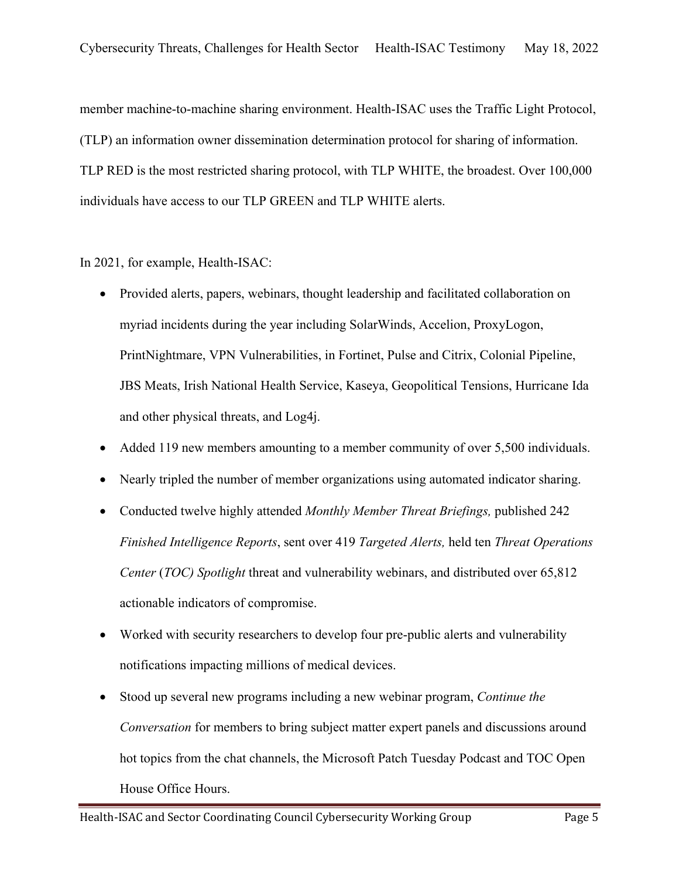member machine-to-machine sharing environment. Health-ISAC uses the Traffic Light Protocol, (TLP) an information owner dissemination determination protocol for sharing of information. TLP RED is the most restricted sharing protocol, with TLP WHITE, the broadest. Over 100,000 individuals have access to our TLP GREEN and TLP WHITE alerts.

In 2021, for example, Health-ISAC:

- Provided alerts, papers, webinars, thought leadership and facilitated collaboration on myriad incidents during the year including SolarWinds, Accelion, ProxyLogon, PrintNightmare, VPN Vulnerabilities, in Fortinet, Pulse and Citrix, Colonial Pipeline, JBS Meats, Irish National Health Service, Kaseya, Geopolitical Tensions, Hurricane Ida and other physical threats, and Log4j.
- Added 119 new members amounting to a member community of over 5,500 individuals.
- Nearly tripled the number of member organizations using automated indicator sharing.
- Conducted twelve highly attended *Monthly Member Threat Briefings,* published 242 *Finished Intelligence Reports*, sent over 419 *Targeted Alerts,* held ten *Threat Operations Center* (*TOC) Spotlight* threat and vulnerability webinars, and distributed over 65,812 actionable indicators of compromise.
- Worked with security researchers to develop four pre-public alerts and vulnerability notifications impacting millions of medical devices.
- Stood up several new programs including a new webinar program, *Continue the Conversation* for members to bring subject matter expert panels and discussions around hot topics from the chat channels, the Microsoft Patch Tuesday Podcast and TOC Open House Office Hours.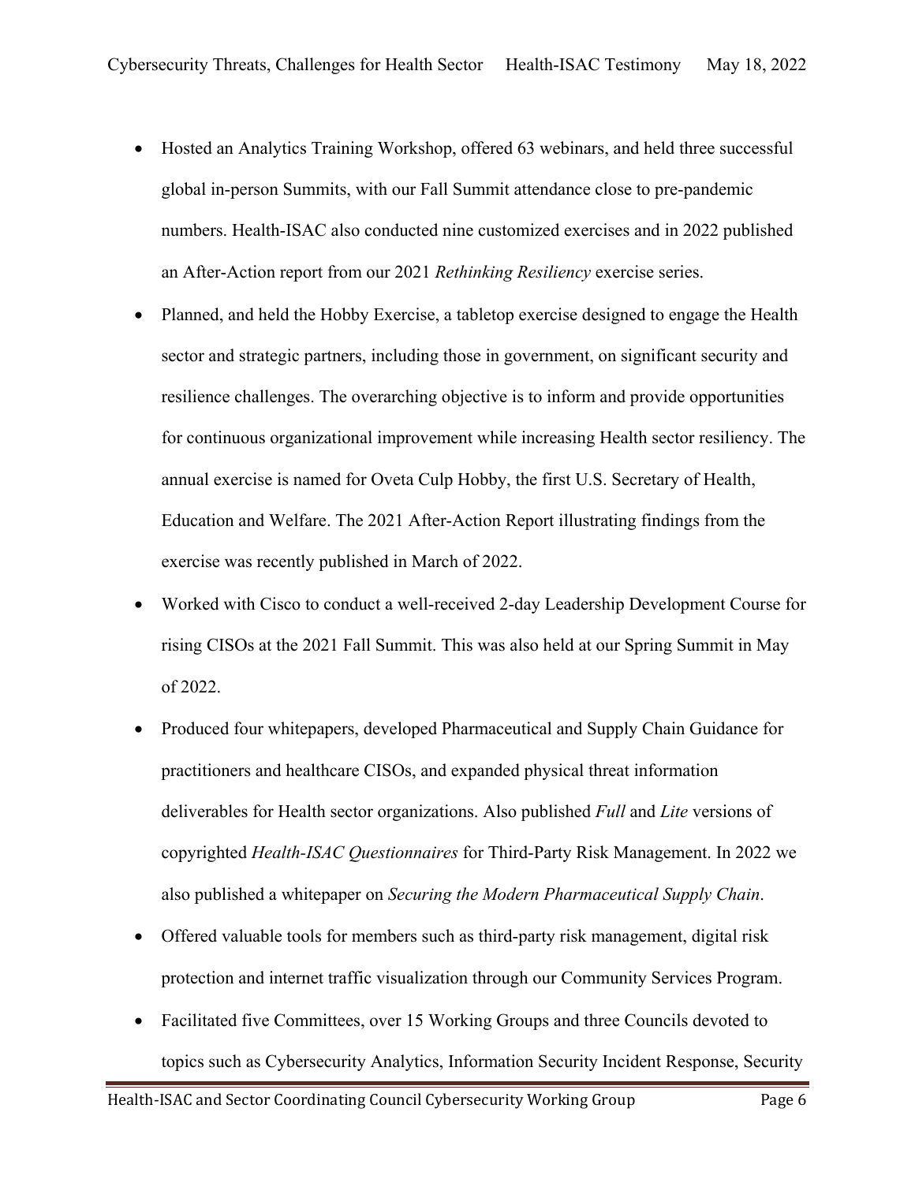- Hosted an Analytics Training Workshop, offered 63 webinars, and held three successful global in-person Summits, with our Fall Summit attendance close to pre-pandemic numbers. Health-ISAC also conducted nine customized exercises and in 2022 published an After-Action report from our 2021 *Rethinking Resiliency* exercise series.
- Planned, and held the Hobby Exercise, a tabletop exercise designed to engage the Health sector and strategic partners, including those in government, on significant security and resilience challenges. The overarching objective is to inform and provide opportunities for continuous organizational improvement while increasing Health sector resiliency. The annual exercise is named for Oveta Culp Hobby, the first U.S. Secretary of Health, Education and Welfare. The 2021 After-Action Report illustrating findings from the exercise was recently published in March of 2022.
- Worked with Cisco to conduct a well-received 2-day Leadership Development Course for rising CISOs at the 2021 Fall Summit. This was also held at our Spring Summit in May of 2022.
- Produced four whitepapers, developed Pharmaceutical and Supply Chain Guidance for practitioners and healthcare CISOs, and expanded physical threat information deliverables for Health sector organizations. Also published *Full* and *Lite* versions of copyrighted *Health-ISAC Questionnaires* for Third-Party Risk Management. In 2022 we also published a whitepaper on *Securing the Modern Pharmaceutical Supply Chain*.
- Offered valuable tools for members such as third-party risk management, digital risk protection and internet traffic visualization through our Community Services Program.
- Facilitated five Committees, over 15 Working Groups and three Councils devoted to topics such as Cybersecurity Analytics, Information Security Incident Response, Security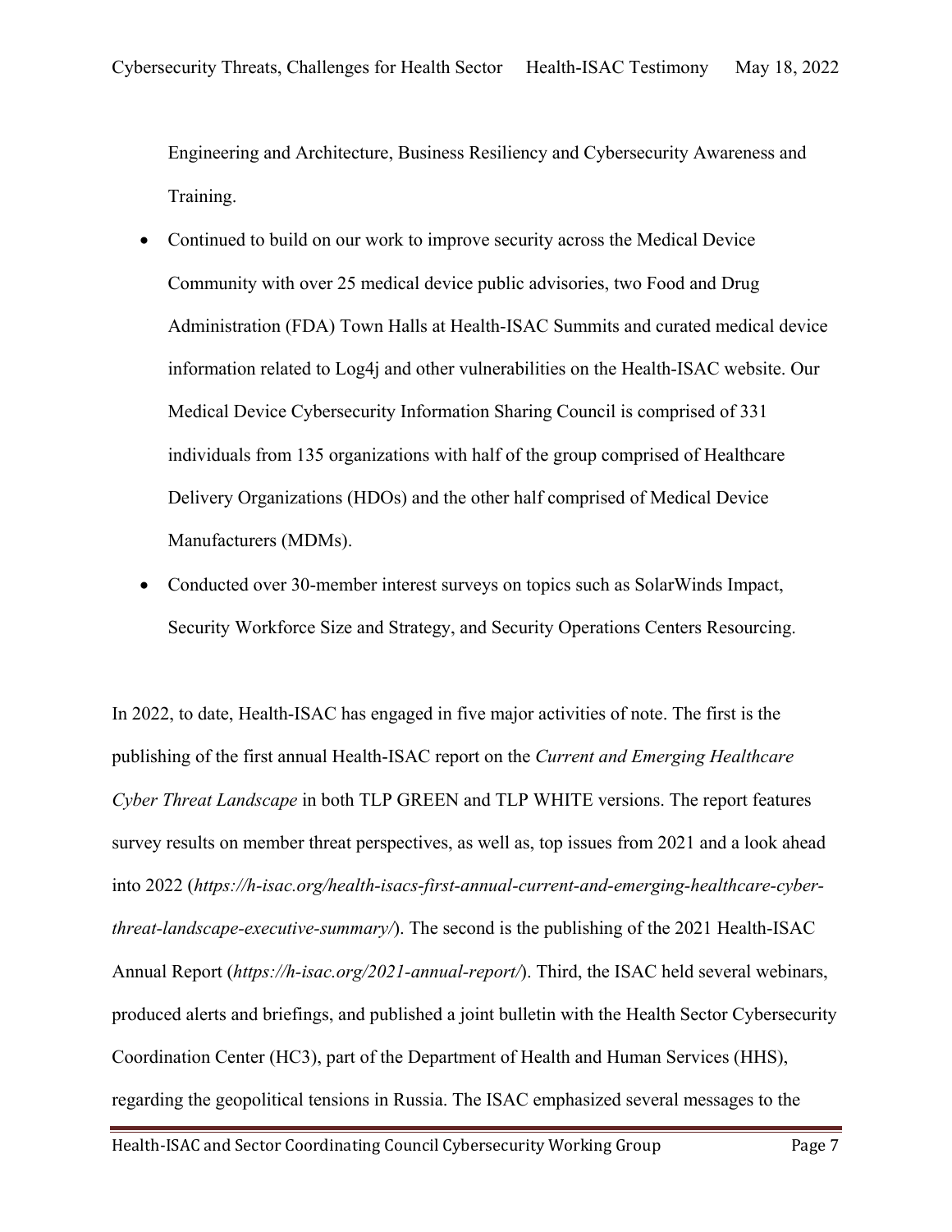Engineering and Architecture, Business Resiliency and Cybersecurity Awareness and Training.

- Continued to build on our work to improve security across the Medical Device Community with over 25 medical device public advisories, two Food and Drug Administration (FDA) Town Halls at Health-ISAC Summits and curated medical device information related to Log4j and other vulnerabilities on the Health-ISAC website. Our Medical Device Cybersecurity Information Sharing Council is comprised of 331 individuals from 135 organizations with half of the group comprised of Healthcare Delivery Organizations (HDOs) and the other half comprised of Medical Device Manufacturers (MDMs).
- Conducted over 30-member interest surveys on topics such as SolarWinds Impact, Security Workforce Size and Strategy, and Security Operations Centers Resourcing.

In 2022, to date, Health-ISAC has engaged in five major activities of note. The first is the publishing of the first annual Health-ISAC report on the *Current and Emerging Healthcare Cyber Threat Landscape* in both TLP GREEN and TLP WHITE versions. The report features survey results on member threat perspectives, as well as, top issues from 2021 and a look ahead into 2022 (*https://h-isac.org/health-isacs-first-annual-current-and-emerging-healthcare-cyber-threat-landscape-executive-summary/*). The second is the publishing of the 2021 Health-ISAC Annual Report (*https://h-isac.org/2021-annual-report/*). Third, the ISAC held several webinars, produced alerts and briefings, and published a joint bulletin with the Health Sector Cybersecurity Coordination Center (HC3), part of the Department of Health and Human Services (HHS), regarding the geopolitical tensions in Russia. The ISAC emphasized several messages to the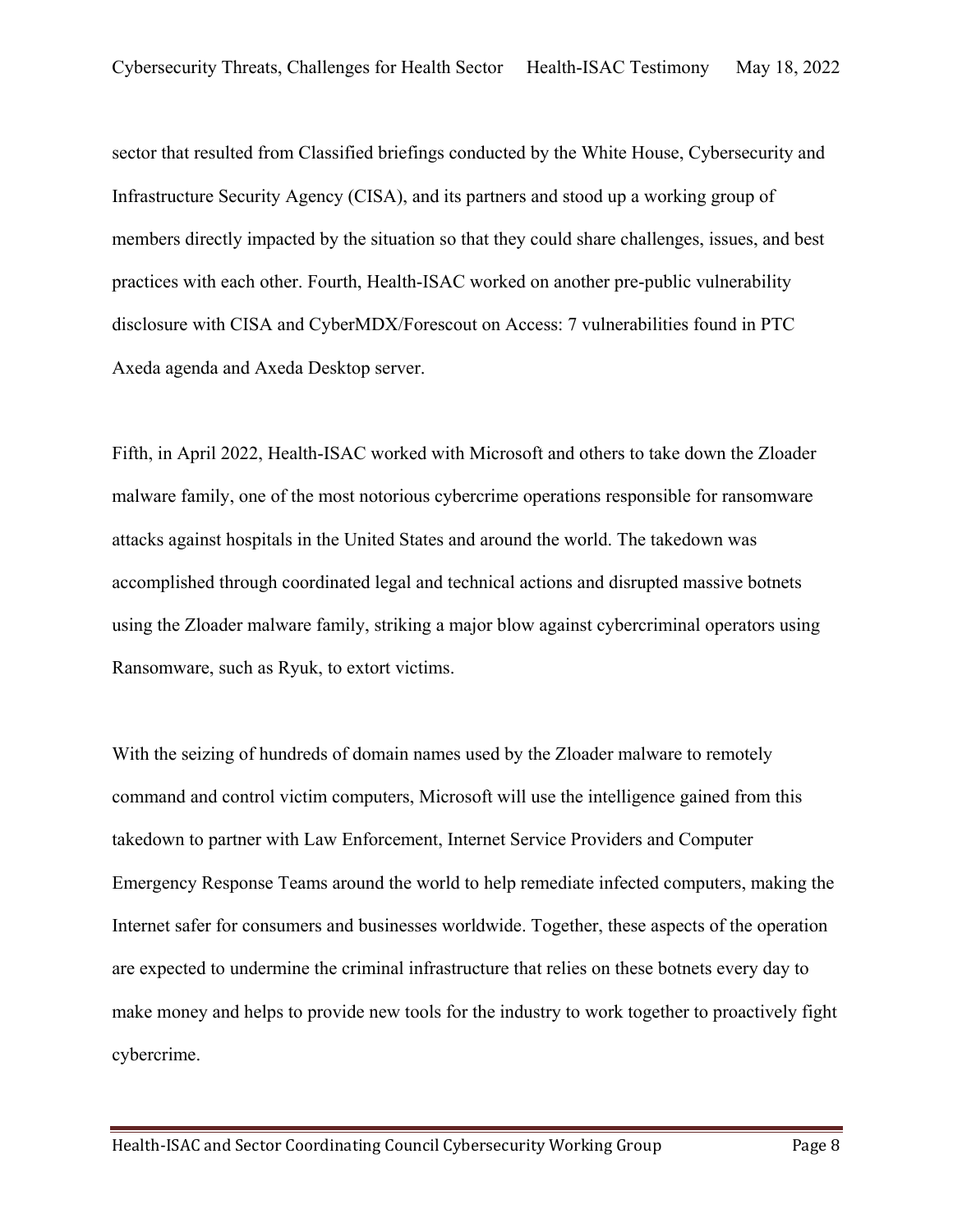sector that resulted from Classified briefings conducted by the White House, Cybersecurity and Infrastructure Security Agency (CISA), and its partners and stood up a working group of members directly impacted by the situation so that they could share challenges, issues, and best practices with each other. Fourth, Health-ISAC worked on another pre-public vulnerability disclosure with CISA and CyberMDX/Forescout on Access: 7 vulnerabilities found in PTC Axeda agenda and Axeda Desktop server.

Fifth, in April 2022, Health-ISAC worked with Microsoft and others to take down the Zloader malware family, one of the most notorious cybercrime operations responsible for ransomware attacks against hospitals in the United States and around the world. The takedown was accomplished through coordinated legal and technical actions and disrupted massive botnets using the Zloader malware family, striking a major blow against cybercriminal operators using Ransomware, such as Ryuk, to extort victims.

With the seizing of hundreds of domain names used by the Zloader malware to remotely command and control victim computers, Microsoft will use the intelligence gained from this takedown to partner with Law Enforcement, Internet Service Providers and Computer Emergency Response Teams around the world to help remediate infected computers, making the Internet safer for consumers and businesses worldwide. Together, these aspects of the operation are expected to undermine the criminal infrastructure that relies on these botnets every day to make money and helps to provide new tools for the industry to work together to proactively fight cybercrime.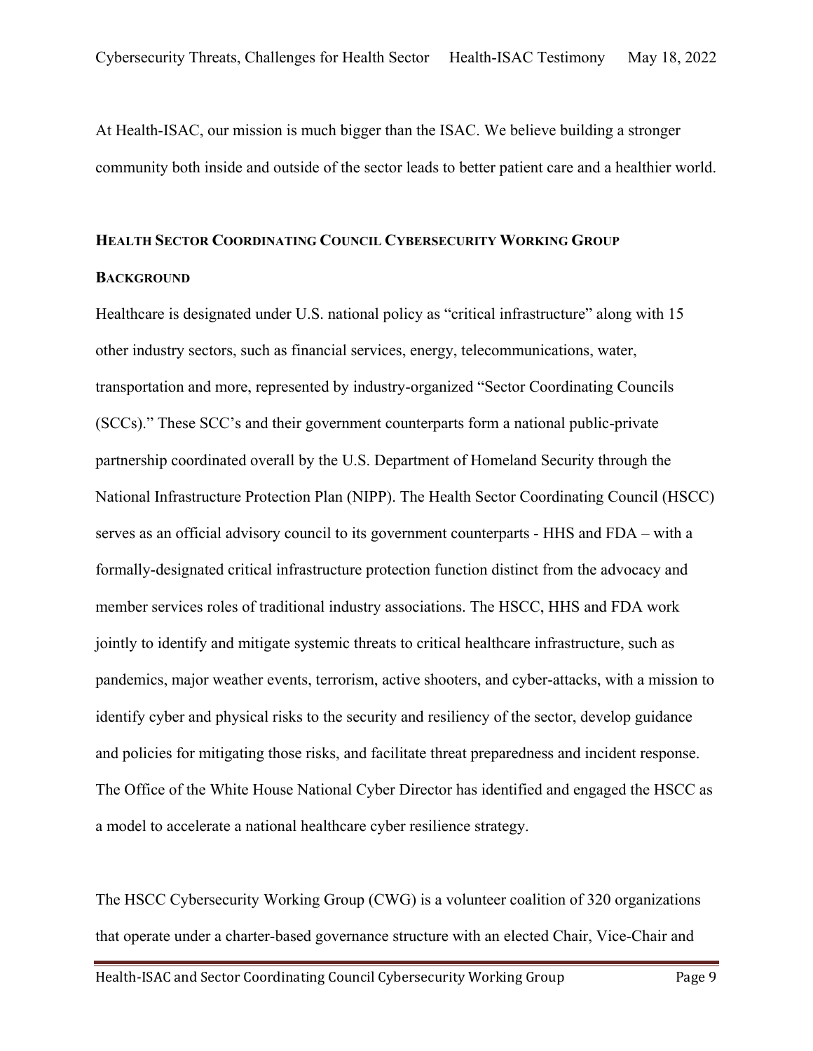At Health-ISAC, our mission is much bigger than the ISAC. We believe building a stronger community both inside and outside of the sector leads to better patient care and a healthier world.

## HEALTH SECTOR COORDINATING COUNCIL CYBERSECURITY WORKING GROUP

### BACKGROUND

Healthcare is designated under U.S. national policy as "critical infrastructure" along with 15 other industry sectors, such as financial services, energy, telecommunications, water, transportation and more, represented by industry-organized "Sector Coordinating Councils (SCCs)." These SCC's and their government counterparts form a national public-private partnership coordinated overall by the U.S. Department of Homeland Security through the National Infrastructure Protection Plan (NIPP). The Health Sector Coordinating Council (HSCC) serves as an official advisory council to its government counterparts - HHS and FDA – with a formally-designated critical infrastructure protection function distinct from the advocacy and member services roles of traditional industry associations. The HSCC, HHS and FDA work jointly to identify and mitigate systemic threats to critical healthcare infrastructure, such as pandemics, major weather events, terrorism, active shooters, and cyber-attacks, with a mission to identify cyber and physical risks to the security and resiliency of the sector, develop guidance and policies for mitigating those risks, and facilitate threat preparedness and incident response. The Office of the White House National Cyber Director has identified and engaged the HSCC as a model to accelerate a national healthcare cyber resilience strategy.

The HSCC Cybersecurity Working Group (CWG) is a volunteer coalition of 320 organizations that operate under a charter-based governance structure with an elected Chair, Vice-Chair and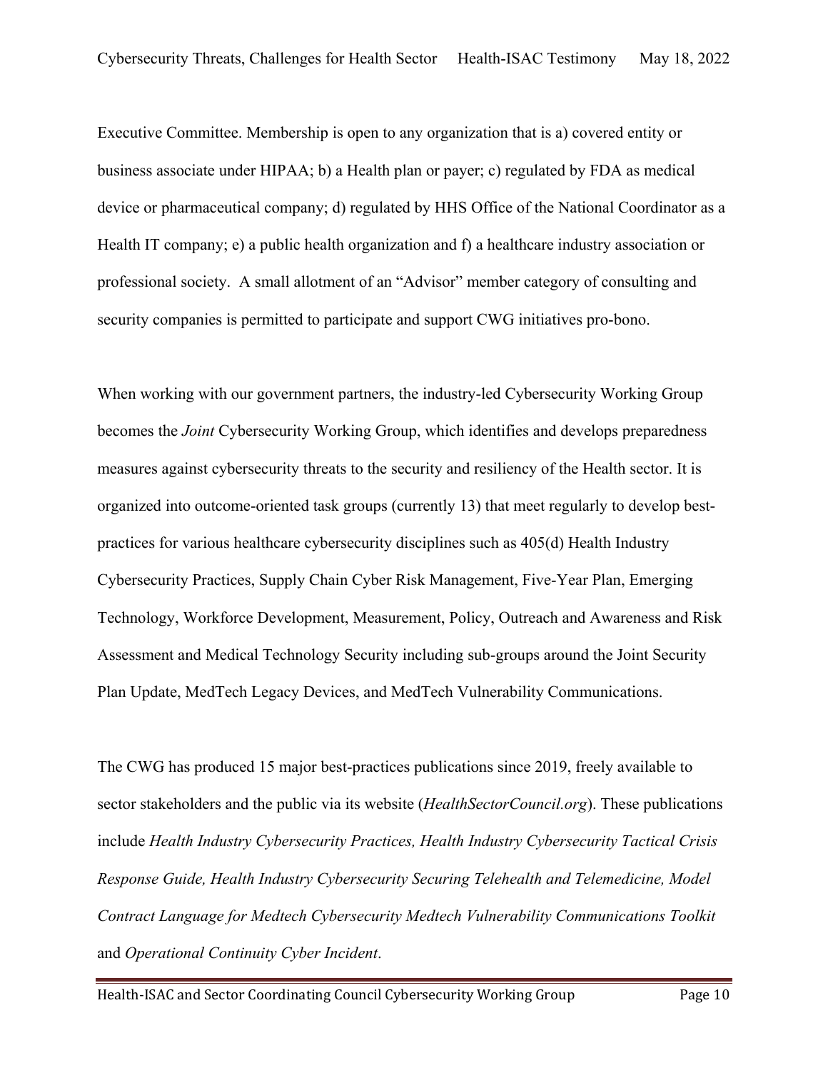Executive Committee. Membership is open to any organization that is a) covered entity or business associate under HIPAA; b) a Health plan or payer; c) regulated by FDA as medical device or pharmaceutical company; d) regulated by HHS Office of the National Coordinator as a Health IT company; e) a public health organization and f) a healthcare industry association or professional society. A small allotment of an "Advisor" member category of consulting and security companies is permitted to participate and support CWG initiatives pro-bono.

When working with our government partners, the industry-led Cybersecurity Working Group becomes the *Joint* Cybersecurity Working Group, which identifies and develops preparedness measures against cybersecurity threats to the security and resiliency of the Health sector. It is organized into outcome-oriented task groups (currently 13) that meet regularly to develop best-practices for various healthcare cybersecurity disciplines such as 405(d) Health Industry Cybersecurity Practices, Supply Chain Cyber Risk Management, Five-Year Plan, Emerging Technology, Workforce Development, Measurement, Policy, Outreach and Awareness and Risk Assessment and Medical Technology Security including sub-groups around the Joint Security Plan Update, MedTech Legacy Devices, and MedTech Vulnerability Communications.

The CWG has produced 15 major best-practices publications since 2019, freely available to sector stakeholders and the public via its website (*HealthSectorCouncil.org*). These publications include *Health Industry Cybersecurity Practices, Health Industry Cybersecurity Tactical Crisis Response Guide, Health Industry Cybersecurity Securing Telehealth and Telemedicine, Model Contract Language for Medtech Cybersecurity Medtech Vulnerability Communications Toolkit* and *Operational Continuity Cyber Incident*.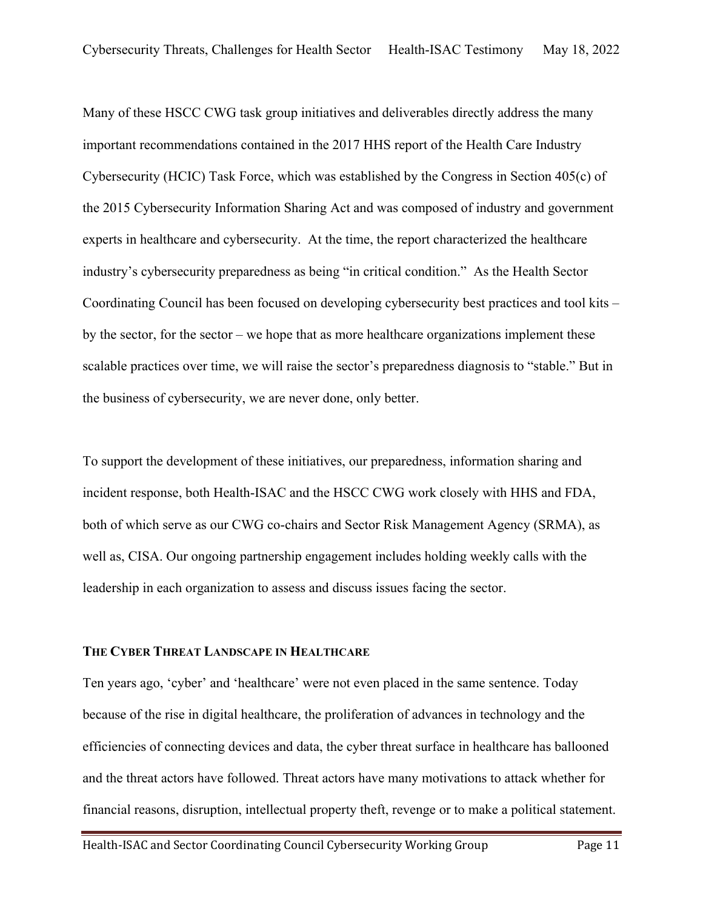Many of these HSCC CWG task group initiatives and deliverables directly address the many important recommendations contained in the 2017 HHS report of the Health Care Industry Cybersecurity (HCIC) Task Force, which was established by the Congress in Section 405(c) of the 2015 Cybersecurity Information Sharing Act and was composed of industry and government experts in healthcare and cybersecurity. At the time, the report characterized the healthcare industry's cybersecurity preparedness as being "in critical condition." As the Health Sector Coordinating Council has been focused on developing cybersecurity best practices and tool kits – by the sector, for the sector – we hope that as more healthcare organizations implement these scalable practices over time, we will raise the sector's preparedness diagnosis to "stable." But in the business of cybersecurity, we are never done, only better.

To support the development of these initiatives, our preparedness, information sharing and incident response, both Health-ISAC and the HSCC CWG work closely with HHS and FDA, both of which serve as our CWG co-chairs and Sector Risk Management Agency (SRMA), as well as, CISA. Our ongoing partnership engagement includes holding weekly calls with the leadership in each organization to assess and discuss issues facing the sector.

## THE CYBER THREAT LANDSCAPE IN HEALTHCARE

Ten years ago, 'cyber' and 'healthcare' were not even placed in the same sentence. Today because of the rise in digital healthcare, the proliferation of advances in technology and the efficiencies of connecting devices and data, the cyber threat surface in healthcare has ballooned and the threat actors have followed. Threat actors have many motivations to attack whether for financial reasons, disruption, intellectual property theft, revenge or to make a political statement.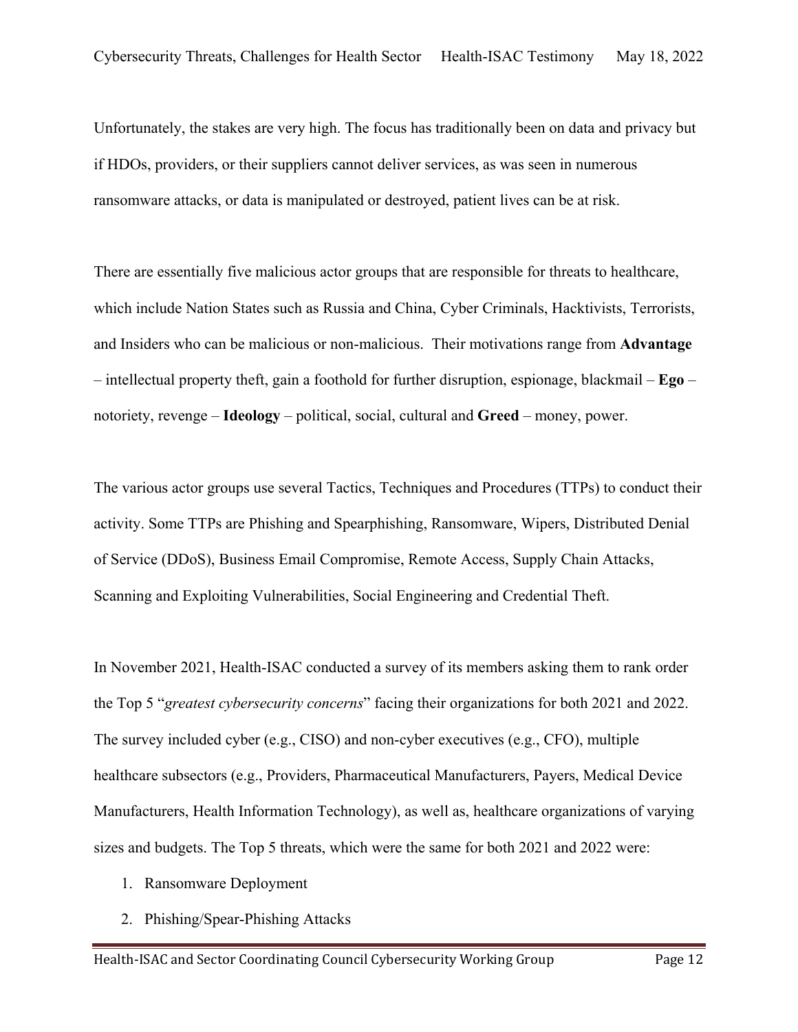Unfortunately, the stakes are very high. The focus has traditionally been on data and privacy but if HDOs, providers, or their suppliers cannot deliver services, as was seen in numerous ransomware attacks, or data is manipulated or destroyed, patient lives can be at risk.

There are essentially five malicious actor groups that are responsible for threats to healthcare, which include Nation States such as Russia and China, Cyber Criminals, Hacktivists, Terrorists, and Insiders who can be malicious or non-malicious. Their motivations range from **Advantage** – intellectual property theft, gain a foothold for further disruption, espionage, blackmail – **Ego** – notoriety, revenge – **Ideology** – political, social, cultural and **Greed** – money, power.

The various actor groups use several Tactics, Techniques and Procedures (TTPs) to conduct their activity. Some TTPs are Phishing and Spearphishing, Ransomware, Wipers, Distributed Denial of Service (DDoS), Business Email Compromise, Remote Access, Supply Chain Attacks, Scanning and Exploiting Vulnerabilities, Social Engineering and Credential Theft.

In November 2021, Health-ISAC conducted a survey of its members asking them to rank order the Top 5 "*greatest cybersecurity concerns*" facing their organizations for both 2021 and 2022. The survey included cyber (e.g., CISO) and non-cyber executives (e.g., CFO), multiple healthcare subsectors (e.g., Providers, Pharmaceutical Manufacturers, Payers, Medical Device Manufacturers, Health Information Technology), as well as, healthcare organizations of varying sizes and budgets. The Top 5 threats, which were the same for both 2021 and 2022 were:

1. Ransomware Deployment
2. Phishing/Spear-Phishing Attacks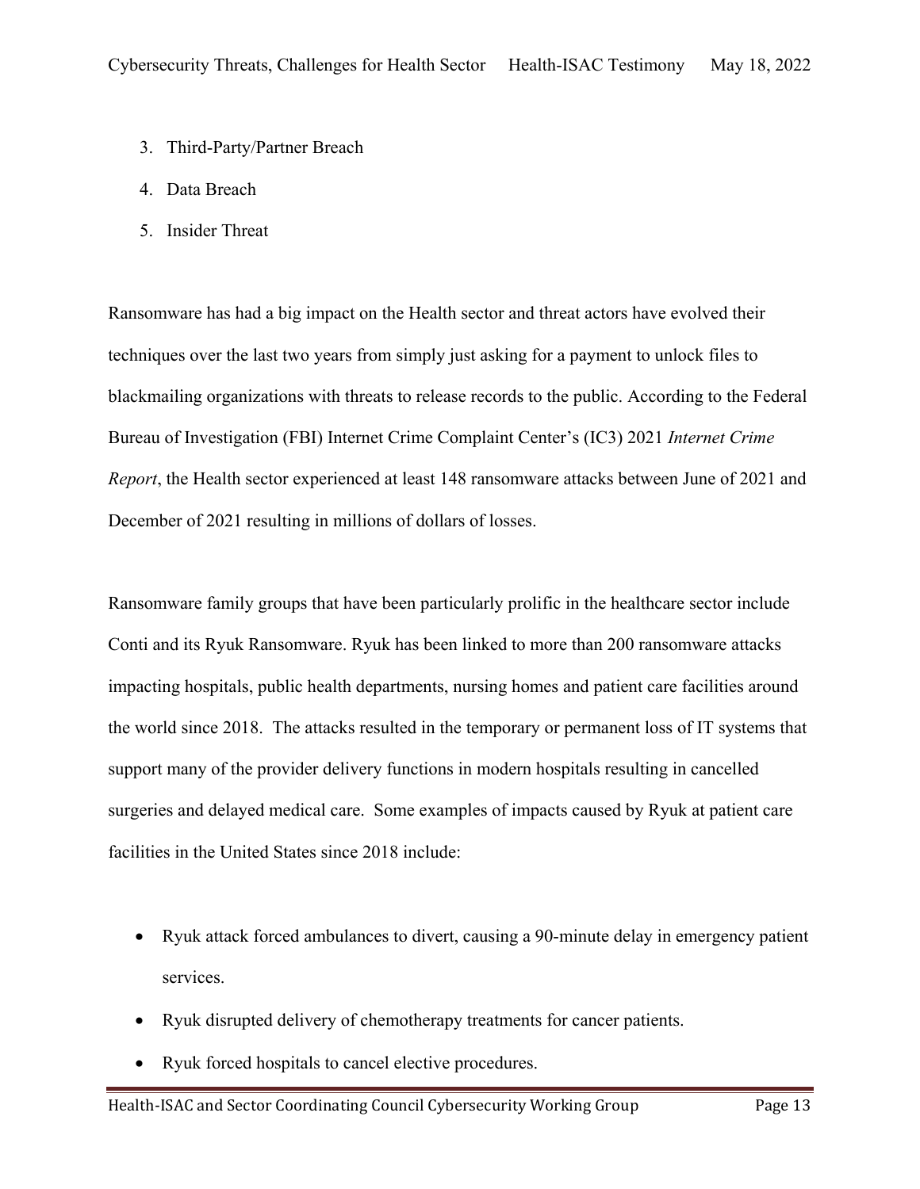3. Third-Party/Partner Breach
4. Data Breach
5. Insider Threat

Ransomware has had a big impact on the Health sector and threat actors have evolved their techniques over the last two years from simply just asking for a payment to unlock files to blackmailing organizations with threats to release records to the public. According to the Federal Bureau of Investigation (FBI) Internet Crime Complaint Center's (IC3) 2021 *Internet Crime Report*, the Health sector experienced at least 148 ransomware attacks between June of 2021 and December of 2021 resulting in millions of dollars of losses.

Ransomware family groups that have been particularly prolific in the healthcare sector include Conti and its Ryuk Ransomware. Ryuk has been linked to more than 200 ransomware attacks impacting hospitals, public health departments, nursing homes and patient care facilities around the world since 2018. The attacks resulted in the temporary or permanent loss of IT systems that support many of the provider delivery functions in modern hospitals resulting in cancelled surgeries and delayed medical care. Some examples of impacts caused by Ryuk at patient care facilities in the United States since 2018 include:

- Ryuk attack forced ambulances to divert, causing a 90-minute delay in emergency patient services.
- Ryuk disrupted delivery of chemotherapy treatments for cancer patients.
- Ryuk forced hospitals to cancel elective procedures.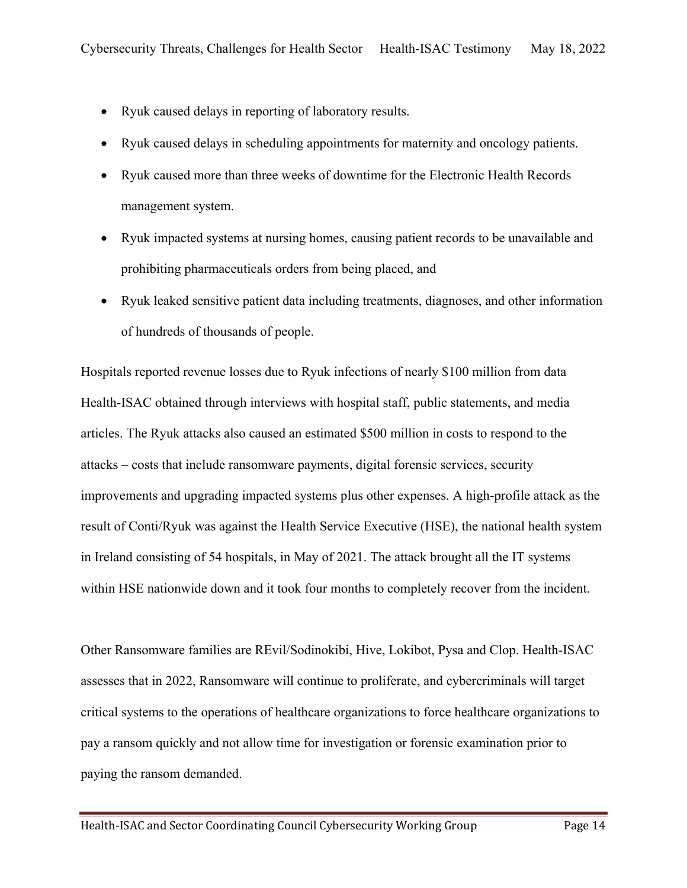- Ryuk caused delays in reporting of laboratory results.
- Ryuk caused delays in scheduling appointments for maternity and oncology patients.
- Ryuk caused more than three weeks of downtime for the Electronic Health Records management system.
- Ryuk impacted systems at nursing homes, causing patient records to be unavailable and prohibiting pharmaceuticals orders from being placed, and
- Ryuk leaked sensitive patient data including treatments, diagnoses, and other information of hundreds of thousands of people.

Hospitals reported revenue losses due to Ryuk infections of nearly $100 million from data Health-ISAC obtained through interviews with hospital staff, public statements, and media articles. The Ryuk attacks also caused an estimated $500 million in costs to respond to the attacks – costs that include ransomware payments, digital forensic services, security improvements and upgrading impacted systems plus other expenses. A high-profile attack as the result of Conti/Ryuk was against the Health Service Executive (HSE), the national health system in Ireland consisting of 54 hospitals, in May of 2021. The attack brought all the IT systems within HSE nationwide down and it took four months to completely recover from the incident.

Other Ransomware families are REvil/Sodinokibi, Hive, Lokibot, Pysa and Clop. Health-ISAC assesses that in 2022, Ransomware will continue to proliferate, and cybercriminals will target critical systems to the operations of healthcare organizations to force healthcare organizations to pay a ransom quickly and not allow time for investigation or forensic examination prior to paying the ransom demanded.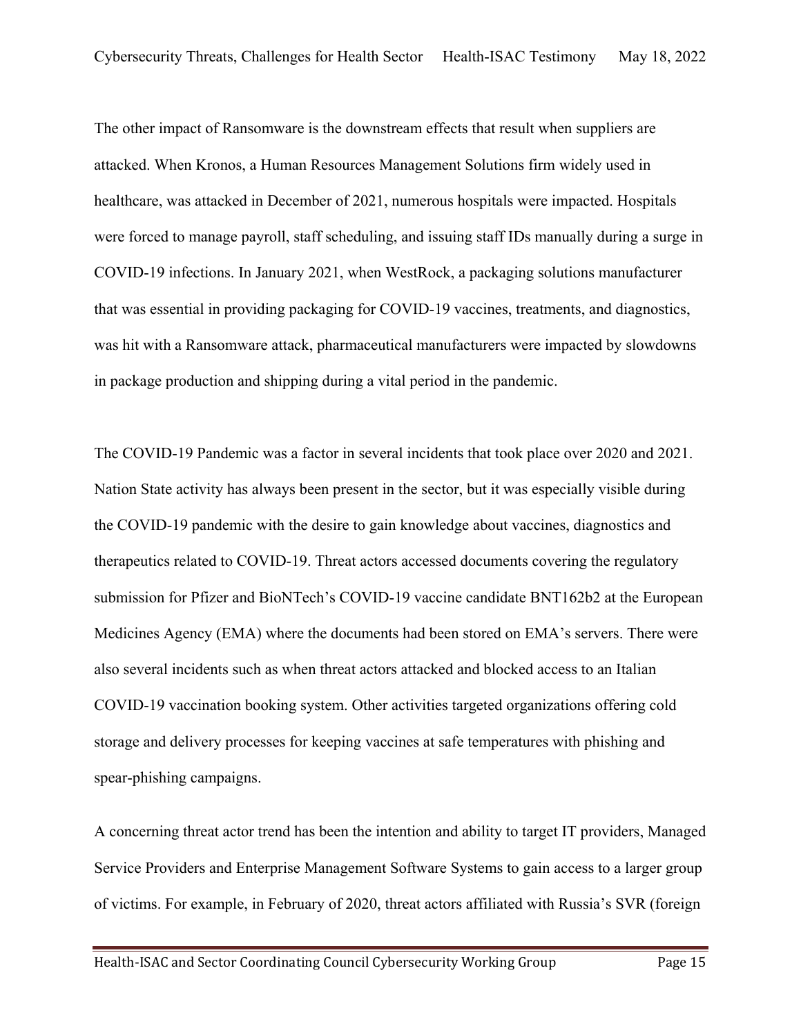The other impact of Ransomware is the downstream effects that result when suppliers are attacked. When Kronos, a Human Resources Management Solutions firm widely used in healthcare, was attacked in December of 2021, numerous hospitals were impacted. Hospitals were forced to manage payroll, staff scheduling, and issuing staff IDs manually during a surge in COVID-19 infections. In January 2021, when WestRock, a packaging solutions manufacturer that was essential in providing packaging for COVID-19 vaccines, treatments, and diagnostics, was hit with a Ransomware attack, pharmaceutical manufacturers were impacted by slowdowns in package production and shipping during a vital period in the pandemic.

The COVID-19 Pandemic was a factor in several incidents that took place over 2020 and 2021. Nation State activity has always been present in the sector, but it was especially visible during the COVID-19 pandemic with the desire to gain knowledge about vaccines, diagnostics and therapeutics related to COVID-19. Threat actors accessed documents covering the regulatory submission for Pfizer and BioNTech's COVID-19 vaccine candidate BNT162b2 at the European Medicines Agency (EMA) where the documents had been stored on EMA's servers. There were also several incidents such as when threat actors attacked and blocked access to an Italian COVID-19 vaccination booking system. Other activities targeted organizations offering cold storage and delivery processes for keeping vaccines at safe temperatures with phishing and spear-phishing campaigns.

A concerning threat actor trend has been the intention and ability to target IT providers, Managed Service Providers and Enterprise Management Software Systems to gain access to a larger group of victims. For example, in February of 2020, threat actors affiliated with Russia's SVR (foreign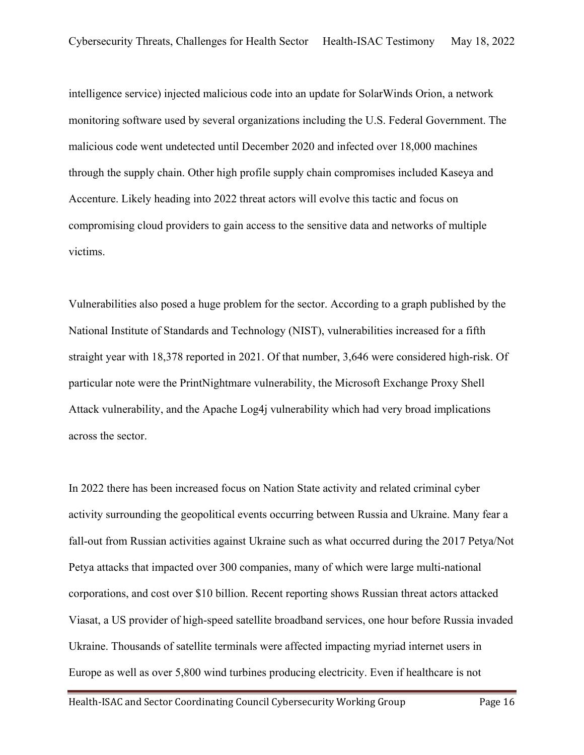intelligence service) injected malicious code into an update for SolarWinds Orion, a network monitoring software used by several organizations including the U.S. Federal Government. The malicious code went undetected until December 2020 and infected over 18,000 machines through the supply chain. Other high profile supply chain compromises included Kaseya and Accenture. Likely heading into 2022 threat actors will evolve this tactic and focus on compromising cloud providers to gain access to the sensitive data and networks of multiple victims.

Vulnerabilities also posed a huge problem for the sector. According to a graph published by the National Institute of Standards and Technology (NIST), vulnerabilities increased for a fifth straight year with 18,378 reported in 2021. Of that number, 3,646 were considered high-risk. Of particular note were the PrintNightmare vulnerability, the Microsoft Exchange Proxy Shell Attack vulnerability, and the Apache Log4j vulnerability which had very broad implications across the sector.

In 2022 there has been increased focus on Nation State activity and related criminal cyber activity surrounding the geopolitical events occurring between Russia and Ukraine. Many fear a fall-out from Russian activities against Ukraine such as what occurred during the 2017 Petya/Not Petya attacks that impacted over 300 companies, many of which were large multi-national corporations, and cost over $10 billion. Recent reporting shows Russian threat actors attacked Viasat, a US provider of high-speed satellite broadband services, one hour before Russia invaded Ukraine. Thousands of satellite terminals were affected impacting myriad internet users in Europe as well as over 5,800 wind turbines producing electricity. Even if healthcare is not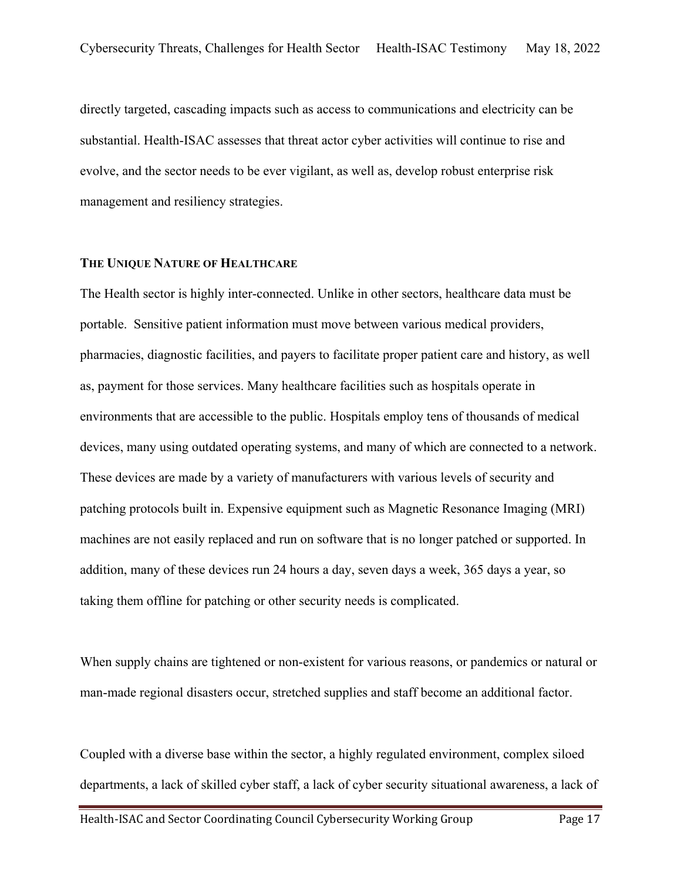directly targeted, cascading impacts such as access to communications and electricity can be substantial. Health-ISAC assesses that threat actor cyber activities will continue to rise and evolve, and the sector needs to be ever vigilant, as well as, develop robust enterprise risk management and resiliency strategies.

### THE UNIQUE NATURE OF HEALTHCARE

The Health sector is highly inter-connected. Unlike in other sectors, healthcare data must be portable. Sensitive patient information must move between various medical providers, pharmacies, diagnostic facilities, and payers to facilitate proper patient care and history, as well as, payment for those services. Many healthcare facilities such as hospitals operate in environments that are accessible to the public. Hospitals employ tens of thousands of medical devices, many using outdated operating systems, and many of which are connected to a network. These devices are made by a variety of manufacturers with various levels of security and patching protocols built in. Expensive equipment such as Magnetic Resonance Imaging (MRI) machines are not easily replaced and run on software that is no longer patched or supported. In addition, many of these devices run 24 hours a day, seven days a week, 365 days a year, so taking them offline for patching or other security needs is complicated.

When supply chains are tightened or non-existent for various reasons, or pandemics or natural or man-made regional disasters occur, stretched supplies and staff become an additional factor.

Coupled with a diverse base within the sector, a highly regulated environment, complex siloed departments, a lack of skilled cyber staff, a lack of cyber security situational awareness, a lack of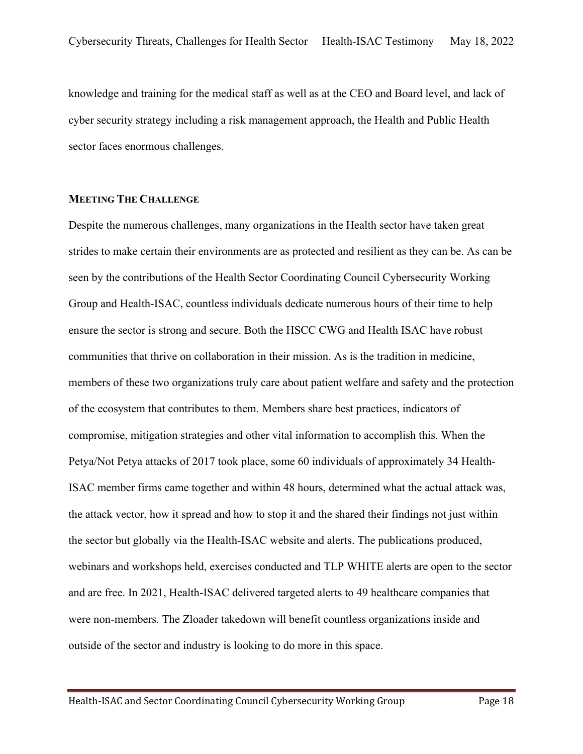knowledge and training for the medical staff as well as at the CEO and Board level, and lack of cyber security strategy including a risk management approach, the Health and Public Health sector faces enormous challenges.

## MEETING THE CHALLENGE

Despite the numerous challenges, many organizations in the Health sector have taken great strides to make certain their environments are as protected and resilient as they can be. As can be seen by the contributions of the Health Sector Coordinating Council Cybersecurity Working Group and Health-ISAC, countless individuals dedicate numerous hours of their time to help ensure the sector is strong and secure. Both the HSCC CWG and Health ISAC have robust communities that thrive on collaboration in their mission. As is the tradition in medicine, members of these two organizations truly care about patient welfare and safety and the protection of the ecosystem that contributes to them. Members share best practices, indicators of compromise, mitigation strategies and other vital information to accomplish this. When the Petya/Not Petya attacks of 2017 took place, some 60 individuals of approximately 34 Health-ISAC member firms came together and within 48 hours, determined what the actual attack was, the attack vector, how it spread and how to stop it and the shared their findings not just within the sector but globally via the Health-ISAC website and alerts. The publications produced, webinars and workshops held, exercises conducted and TLP WHITE alerts are open to the sector and are free. In 2021, Health-ISAC delivered targeted alerts to 49 healthcare companies that were non-members. The Zloader takedown will benefit countless organizations inside and outside of the sector and industry is looking to do more in this space.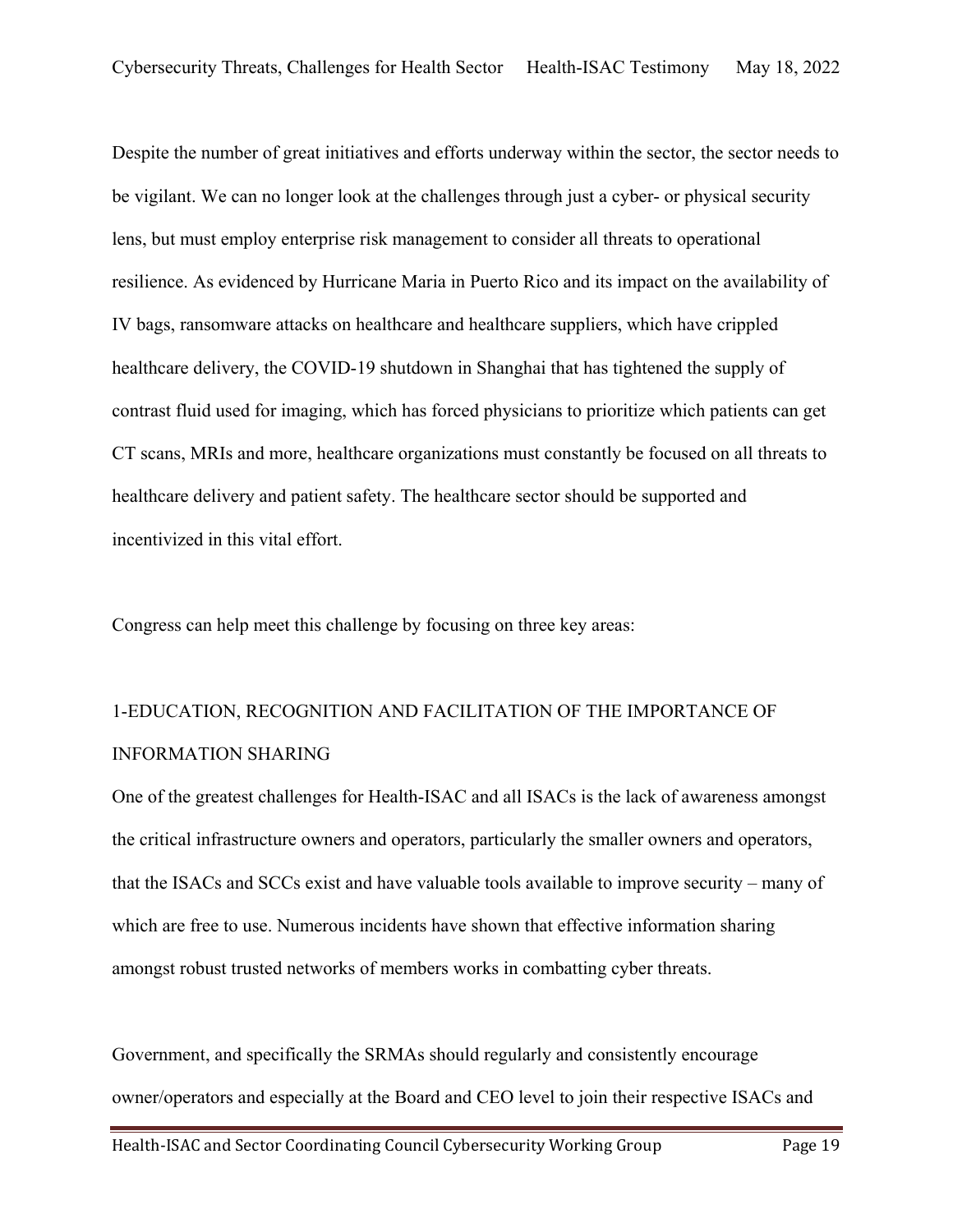Despite the number of great initiatives and efforts underway within the sector, the sector needs to be vigilant. We can no longer look at the challenges through just a cyber- or physical security lens, but must employ enterprise risk management to consider all threats to operational resilience. As evidenced by Hurricane Maria in Puerto Rico and its impact on the availability of IV bags, ransomware attacks on healthcare and healthcare suppliers, which have crippled healthcare delivery, the COVID-19 shutdown in Shanghai that has tightened the supply of contrast fluid used for imaging, which has forced physicians to prioritize which patients can get CT scans, MRIs and more, healthcare organizations must constantly be focused on all threats to healthcare delivery and patient safety. The healthcare sector should be supported and incentivized in this vital effort.

Congress can help meet this challenge by focusing on three key areas:

## 1-EDUCATION, RECOGNITION AND FACILITATION OF THE IMPORTANCE OF INFORMATION SHARING

One of the greatest challenges for Health-ISAC and all ISACs is the lack of awareness amongst the critical infrastructure owners and operators, particularly the smaller owners and operators, that the ISACs and SCCs exist and have valuable tools available to improve security – many of which are free to use. Numerous incidents have shown that effective information sharing amongst robust trusted networks of members works in combatting cyber threats.

Government, and specifically the SRMAs should regularly and consistently encourage owner/operators and especially at the Board and CEO level to join their respective ISACs and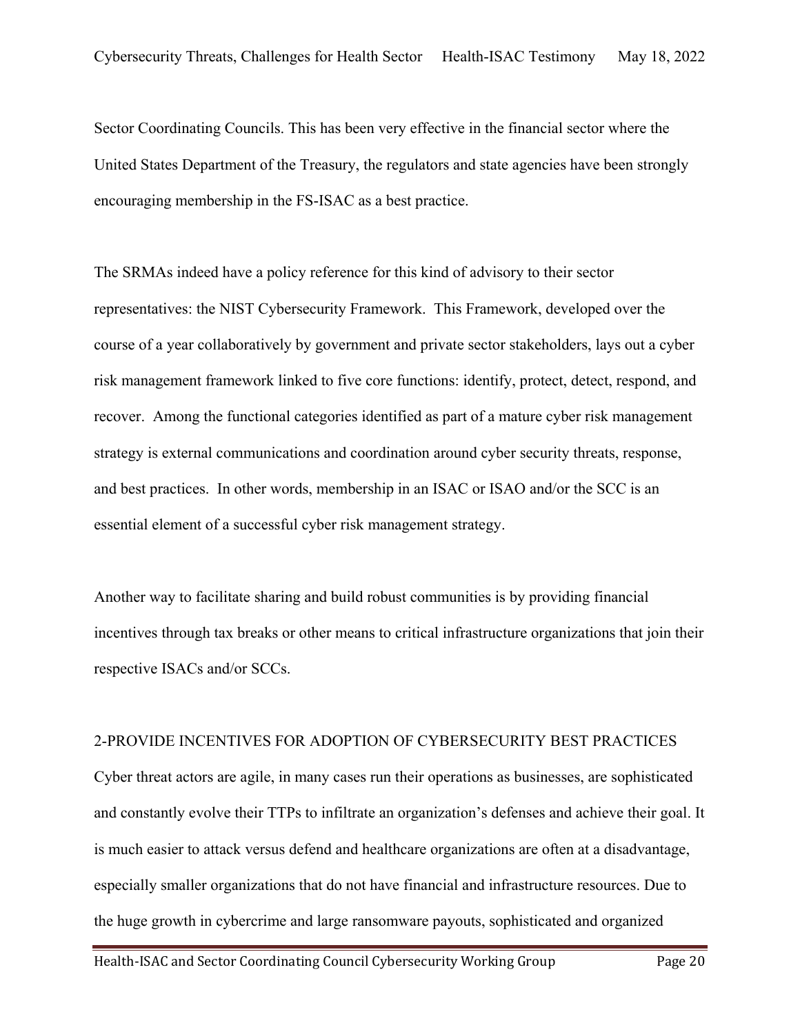Sector Coordinating Councils. This has been very effective in the financial sector where the United States Department of the Treasury, the regulators and state agencies have been strongly encouraging membership in the FS-ISAC as a best practice.

The SRMAs indeed have a policy reference for this kind of advisory to their sector representatives: the NIST Cybersecurity Framework. This Framework, developed over the course of a year collaboratively by government and private sector stakeholders, lays out a cyber risk management framework linked to five core functions: identify, protect, detect, respond, and recover. Among the functional categories identified as part of a mature cyber risk management strategy is external communications and coordination around cyber security threats, response, and best practices. In other words, membership in an ISAC or ISAO and/or the SCC is an essential element of a successful cyber risk management strategy.

Another way to facilitate sharing and build robust communities is by providing financial incentives through tax breaks or other means to critical infrastructure organizations that join their respective ISACs and/or SCCs.

## 2-PROVIDE INCENTIVES FOR ADOPTION OF CYBERSECURITY BEST PRACTICES

Cyber threat actors are agile, in many cases run their operations as businesses, are sophisticated and constantly evolve their TTPs to infiltrate an organization's defenses and achieve their goal. It is much easier to attack versus defend and healthcare organizations are often at a disadvantage, especially smaller organizations that do not have financial and infrastructure resources. Due to the huge growth in cybercrime and large ransomware payouts, sophisticated and organized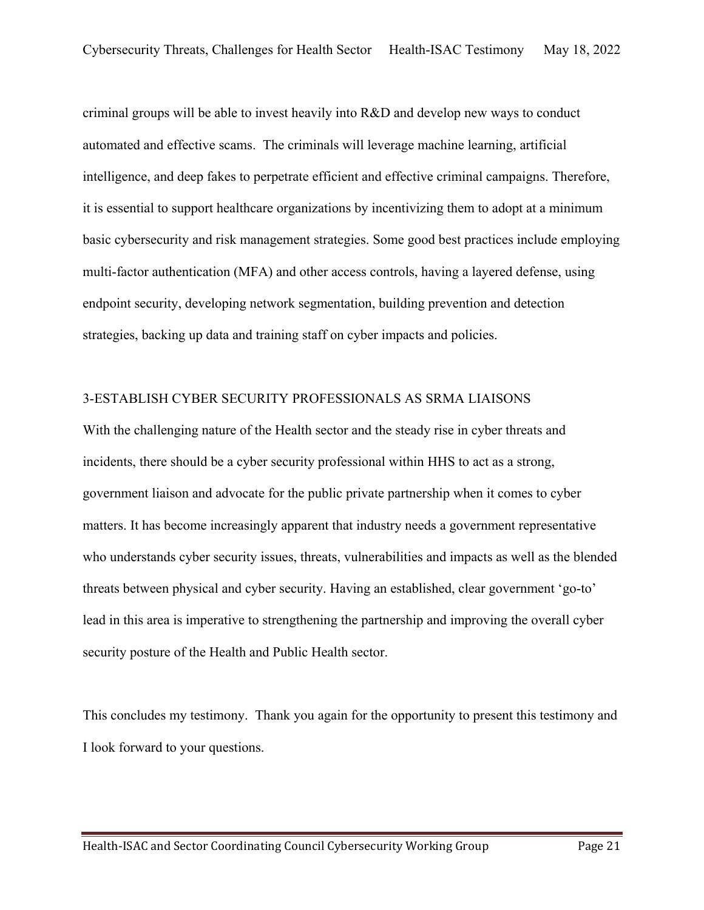criminal groups will be able to invest heavily into R&D and develop new ways to conduct automated and effective scams. The criminals will leverage machine learning, artificial intelligence, and deep fakes to perpetrate efficient and effective criminal campaigns. Therefore, it is essential to support healthcare organizations by incentivizing them to adopt at a minimum basic cybersecurity and risk management strategies. Some good best practices include employing multi-factor authentication (MFA) and other access controls, having a layered defense, using endpoint security, developing network segmentation, building prevention and detection strategies, backing up data and training staff on cyber impacts and policies.

3-ESTABLISH CYBER SECURITY PROFESSIONALS AS SRMA LIAISONS

With the challenging nature of the Health sector and the steady rise in cyber threats and incidents, there should be a cyber security professional within HHS to act as a strong, government liaison and advocate for the public private partnership when it comes to cyber matters. It has become increasingly apparent that industry needs a government representative who understands cyber security issues, threats, vulnerabilities and impacts as well as the blended threats between physical and cyber security. Having an established, clear government 'go-to' lead in this area is imperative to strengthening the partnership and improving the overall cyber security posture of the Health and Public Health sector.

This concludes my testimony. Thank you again for the opportunity to present this testimony and I look forward to your questions.